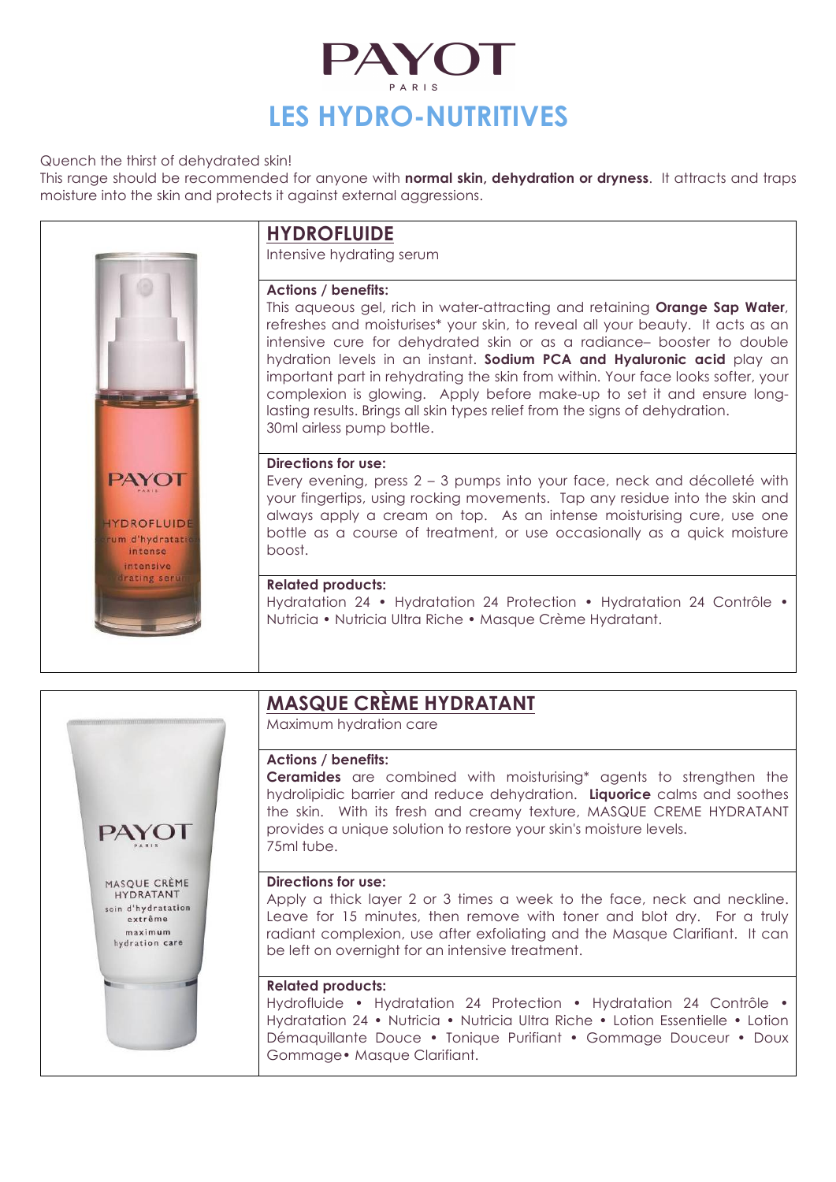# PAYOT

PARIS

## LES HYDRO-NUTRITIVES

Quench the thirst of dehydrated skin!

This range should be recommended for anyone with **normal skin, dehydration or dryness**. It attracts and traps moisture into the skin and protects it against external aggressions.

### HYDROFLUIDE

Intensive hydrating serum

**Actions / benefits:**

This aqueous gel, rich in water-attracting and retaining **Orange Sap Water**, refreshes and moisturises* your skin, to reveal all your beauty. It acts as an intensive cure for dehydrated skin or as a radiance– booster to double hydration levels in an instant. **Sodium PCA and Hyaluronic acid** play an important part in rehydrating the skin from within. Your face looks softer, your complexion is glowing. Apply before make-up to set it and ensure long-lasting results. Brings all skin types relief from the signs of dehydration.

30ml airless pump bottle.

**Directions for use:**

Every evening, press 2 – 3 pumps into your face, neck and décolleté with your fingertips, using rocking movements. Tap any residue into the skin and always apply a cream on top. As an intense moisturising cure, use one bottle as a course of treatment, or use occasionally as a quick moisture boost.

**Related products:**

Hydratation 24 • Hydratation 24 Protection • Hydratation 24 Contrôle • Nutricia • Nutricia Ultra Riche • Masque Crème Hydratant.

### MASQUE CRÈME HYDRATANT

Maximum hydration care

**Actions / benefits:**

**Ceramides** are combined with moisturising* agents to strengthen the hydrolipidic barrier and reduce dehydration. **Liquorice** calms and soothes the skin. With its fresh and creamy texture, MASQUE CREME HYDRATANT provides a unique solution to restore your skin's moisture levels.

75ml tube.

**Directions for use:**

Apply a thick layer 2 or 3 times a week to the face, neck and neckline. Leave for 15 minutes, then remove with toner and blot dry. For a truly radiant complexion, use after exfoliating and the Masque Clarifiant. It can be left on overnight for an intensive treatment.

**Related products:**

Hydrofluide • Hydratation 24 Protection • Hydratation 24 Contrôle • Hydratation 24 • Nutricia • Nutricia Ultra Riche • Lotion Essentielle • Lotion Démaquillante Douce • Tonique Purifiant • Gommage Douceur • Doux Gommage• Masque Clarifiant.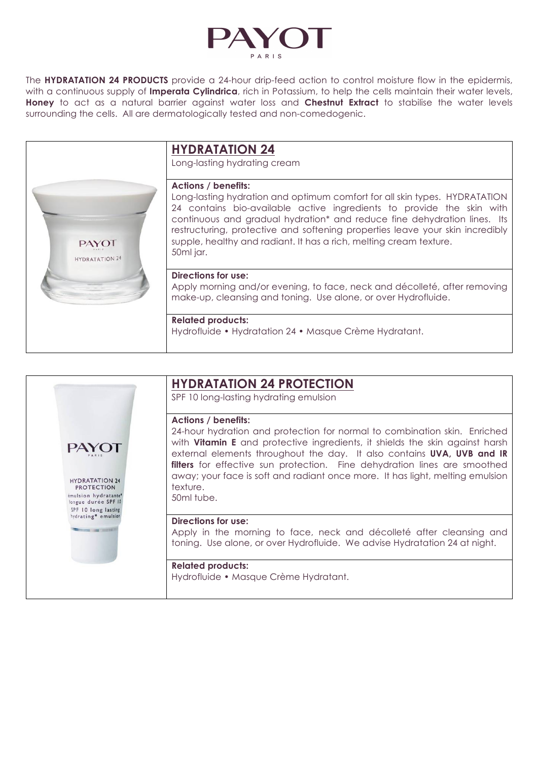# PAYOT

PARIS

The **HYDRATATION 24 PRODUCTS** provide a 24-hour drip-feed action to control moisture flow in the epidermis, with a continuous supply of **Imperata Cylindrica**, rich in Potassium, to help the cells maintain their water levels, **Honey** to act as a natural barrier against water loss and **Chestnut Extract** to stabilise the water levels surrounding the cells. All are dermatologically tested and non-comedogenic.

## HYDRATATION 24

Long-lasting hydrating cream

**Actions / benefits:**
Long-lasting hydration and optimum comfort for all skin types. HYDRATATION 24 contains bio-available active ingredients to provide the skin with continuous and gradual hydration* and reduce fine dehydration lines. Its restructuring, protective and softening properties leave your skin incredibly supple, healthy and radiant. It has a rich, melting cream texture.
50ml jar.

**Directions for use:**
Apply morning and/or evening, to face, neck and décolleté, after removing make-up, cleansing and toning. Use alone, or over Hydrofluide.

**Related products:**
Hydrofluide • Hydratation 24 • Masque Crème Hydratant.

## HYDRATATION 24 PROTECTION

SPF 10 long-lasting hydrating emulsion

**Actions / benefits:**
24-hour hydration and protection for normal to combination skin. Enriched with **Vitamin E** and protective ingredients, it shields the skin against harsh external elements throughout the day. It also contains **UVA, UVB and IR filters** for effective sun protection. Fine dehydration lines are smoothed away; your face is soft and radiant once more. It has light, melting emulsion texture.
50ml tube.

**Directions for use:**
Apply in the morning to face, neck and décolleté after cleansing and toning. Use alone, or over Hydrofluide. We advise Hydratation 24 at night.

**Related products:**
Hydrofluide • Masque Crème Hydratant.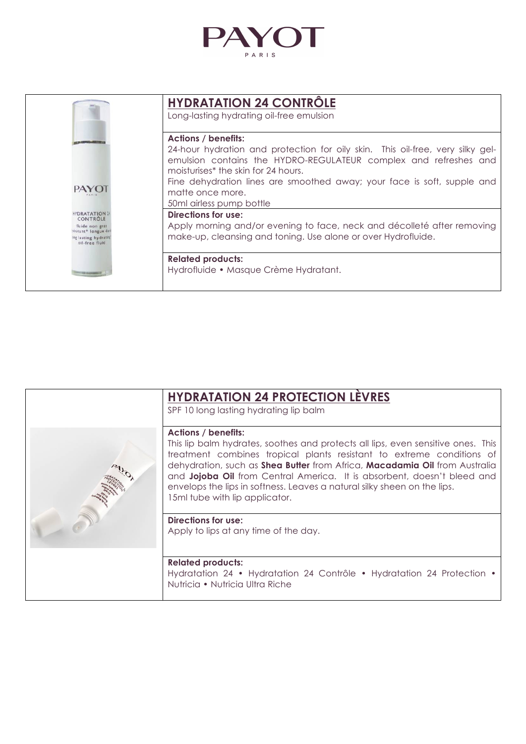# PAYOT
PARIS

## HYDRATATION 24 CONTRÔLE

Long-lasting hydrating oil-free emulsion

**Actions / benefits:**

24-hour hydration and protection for oily skin. This oil-free, very silky gel-emulsion contains the HYDRO-REGULATEUR complex and refreshes and moisturises* the skin for 24 hours.

Fine dehydration lines are smoothed away; your face is soft, supple and matte once more.

50ml airless pump bottle

**Directions for use:**

Apply morning and/or evening to face, neck and décolleté after removing make-up, cleansing and toning. Use alone or over Hydrofluide.

**Related products:**

Hydrofluide • Masque Crème Hydratant.

## HYDRATATION 24 PROTECTION LÈVRES

SPF 10 long lasting hydrating lip balm

**Actions / benefits:**

This lip balm hydrates, soothes and protects all lips, even sensitive ones. This treatment combines tropical plants resistant to extreme conditions of dehydration, such as **Shea Butter** from Africa, **Macadamia Oil** from Australia and **Jojoba Oil** from Central America. It is absorbent, doesn't bleed and envelops the lips in softness. Leaves a natural silky sheen on the lips.

15ml tube with lip applicator.

**Directions for use:**

Apply to lips at any time of the day.

**Related products:**

Hydratation 24 • Hydratation 24 Contrôle • Hydratation 24 Protection • Nutricia • Nutricia Ultra Riche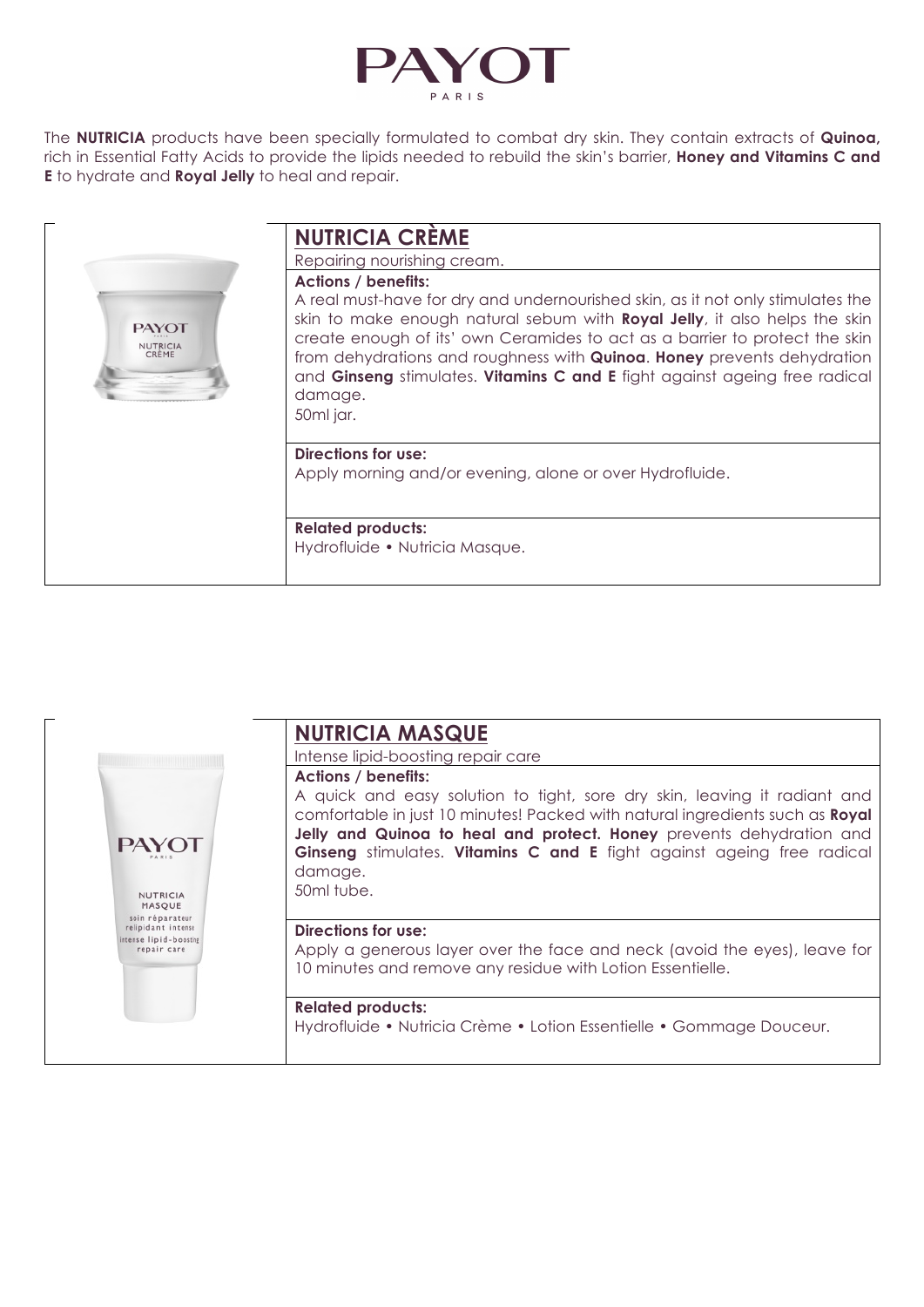# PAYOT

PARIS

The **NUTRICIA** products have been specially formulated to combat dry skin. They contain extracts of **Quinoa,** rich in Essential Fatty Acids to provide the lipids needed to rebuild the skin's barrier, **Honey and Vitamins C and E** to hydrate and **Royal Jelly** to heal and repair.

## NUTRICIA CRÈME

Repairing nourishing cream.

**Actions / benefits:**

A real must-have for dry and undernourished skin, as it not only stimulates the skin to make enough natural sebum with **Royal Jelly**, it also helps the skin create enough of its' own Ceramides to act as a barrier to protect the skin from dehydrations and roughness with **Quinoa**. **Honey** prevents dehydration and **Ginseng** stimulates. **Vitamins C and E** fight against ageing free radical damage.

50ml jar.

**Directions for use:**

Apply morning and/or evening, alone or over Hydrofluide.

**Related products:**

Hydrofluide • Nutricia Masque.

## NUTRICIA MASQUE

Intense lipid-boosting repair care

**Actions / benefits:**

A quick and easy solution to tight, sore dry skin, leaving it radiant and comfortable in just 10 minutes! Packed with natural ingredients such as **Royal Jelly and Quinoa to heal and protect. Honey** prevents dehydration and **Ginseng** stimulates. **Vitamins C and E** fight against ageing free radical damage.

50ml tube.

**Directions for use:**

Apply a generous layer over the face and neck (avoid the eyes), leave for 10 minutes and remove any residue with Lotion Essentielle.

**Related products:**

Hydrofluide • Nutricia Crème • Lotion Essentielle • Gommage Douceur.